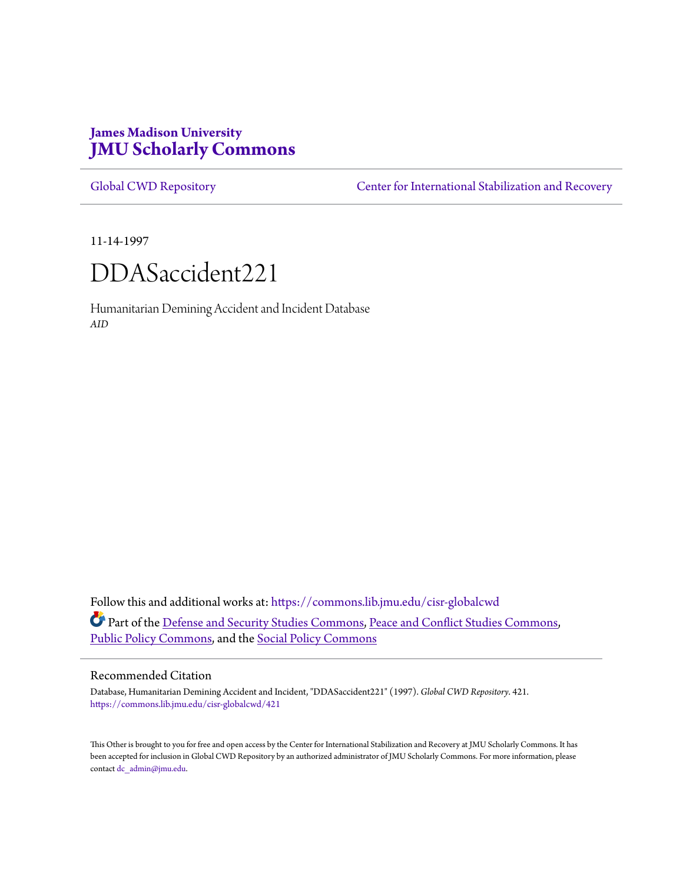James Madison University
**JMU Scholarly Commons**

Global CWD Repository | Center for International Stabilization and Recovery

11-14-1997

# DDASaccident221

Humanitarian Demining Accident and Incident Database
*AID*

Follow this and additional works at: https://commons.lib.jmu.edu/cisr-globalcwd

Part of the Defense and Security Studies Commons, Peace and Conflict Studies Commons, Public Policy Commons, and the Social Policy Commons

## Recommended Citation

Database, Humanitarian Demining Accident and Incident, "DDASaccident221" (1997). *Global CWD Repository*. 421.
https://commons.lib.jmu.edu/cisr-globalcwd/421

This Other is brought to you for free and open access by the Center for International Stabilization and Recovery at JMU Scholarly Commons. It has been accepted for inclusion in Global CWD Repository by an authorized administrator of JMU Scholarly Commons. For more information, please contact dc_admin@jmu.edu.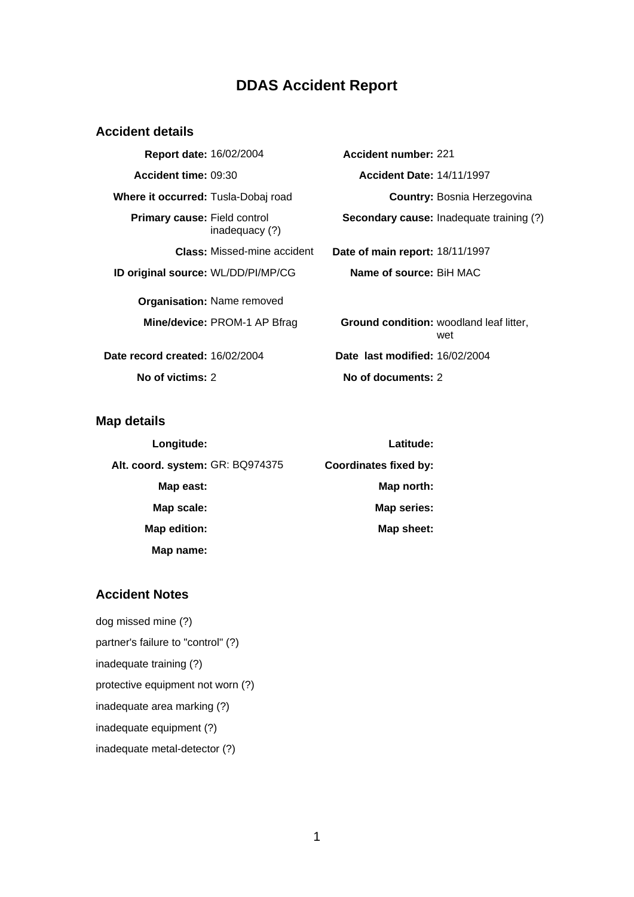# DDAS Accident Report

## Accident details

| | | | |
|---|---|---|---|
| **Report date:** | 16/02/2004 | **Accident number:** | 221 |
| **Accident time:** | 09:30 | **Accident Date:** | 14/11/1997 |
| **Where it occurred:** | Tusla-Dobaj road | **Country:** | Bosnia Herzegovina |
| **Primary cause:** | Field control inadequacy (?) | **Secondary cause:** | Inadequate training (?) |
| **Class:** | Missed-mine accident | **Date of main report:** | 18/11/1997 |
| **ID original source:** | WL/DD/PI/MP/CG | **Name of source:** | BiH MAC |
| **Organisation:** | Name removed | | |
| **Mine/device:** | PROM-1 AP Bfrag | **Ground condition:** | woodland leaf litter, wet |
| **Date record created:** | 16/02/2004 | **Date last modified:** | 16/02/2004 |
| **No of victims:** | 2 | **No of documents:** | 2 |

## Map details

| | | | |
|---|---|---|---|
| **Longitude:** | | **Latitude:** | |
| **Alt. coord. system:** | GR: BQ974375 | **Coordinates fixed by:** | |
| **Map east:** | | **Map north:** | |
| **Map scale:** | | **Map series:** | |
| **Map edition:** | | **Map sheet:** | |
| **Map name:** | | | |

## Accident Notes

dog missed mine (?)

partner's failure to "control" (?)

inadequate training (?)

protective equipment not worn (?)

inadequate area marking (?)

inadequate equipment (?)

inadequate metal-detector (?)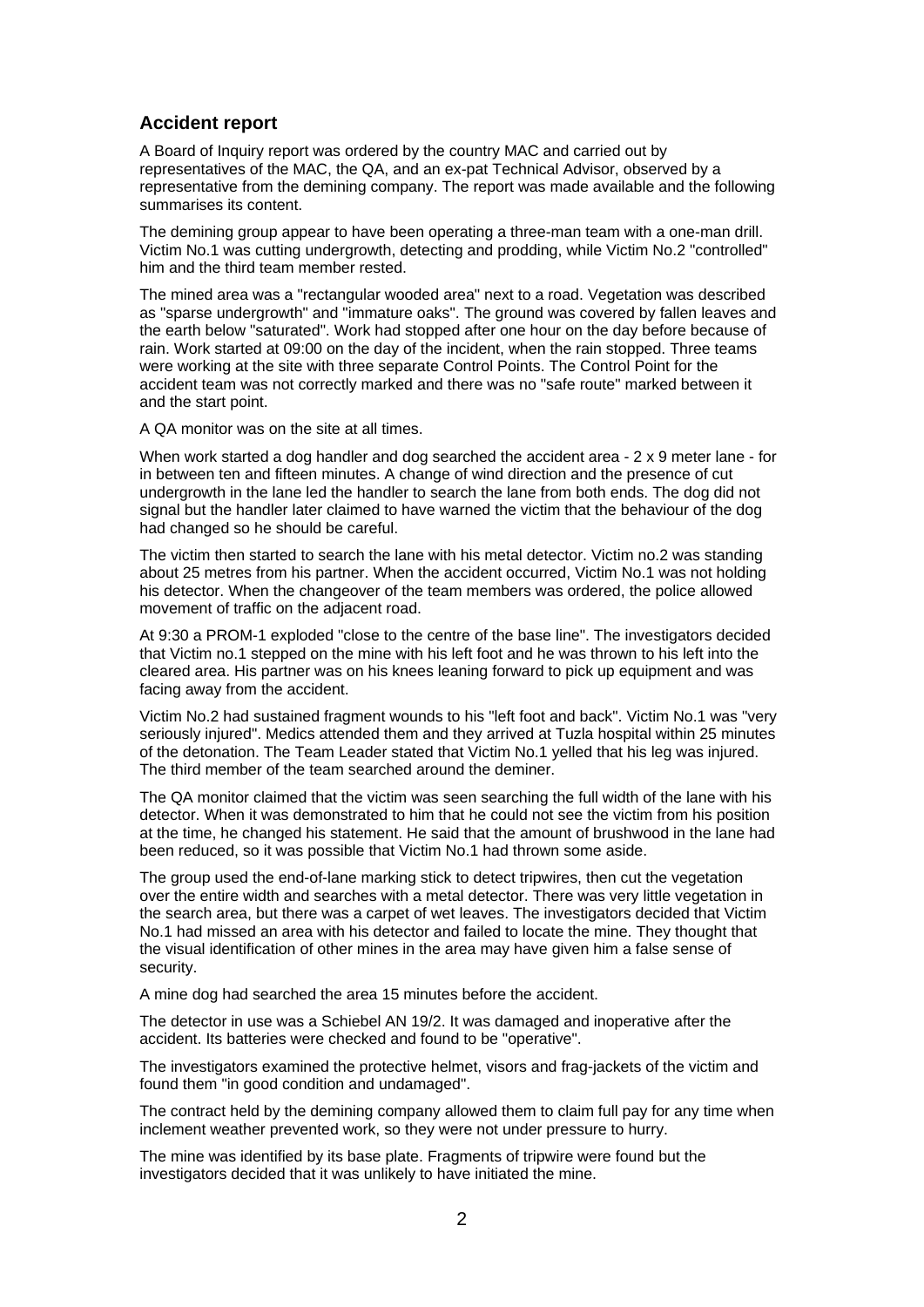### Accident report

A Board of Inquiry report was ordered by the country MAC and carried out by representatives of the MAC, the QA, and an ex-pat Technical Advisor, observed by a representative from the demining company. The report was made available and the following summarises its content.

The demining group appear to have been operating a three-man team with a one-man drill. Victim No.1 was cutting undergrowth, detecting and prodding, while Victim No.2 "controlled" him and the third team member rested.

The mined area was a "rectangular wooded area" next to a road. Vegetation was described as "sparse undergrowth" and "immature oaks". The ground was covered by fallen leaves and the earth below "saturated". Work had stopped after one hour on the day before because of rain. Work started at 09:00 on the day of the incident, when the rain stopped. Three teams were working at the site with three separate Control Points. The Control Point for the accident team was not correctly marked and there was no "safe route" marked between it and the start point.

A QA monitor was on the site at all times.

When work started a dog handler and dog searched the accident area - 2 x 9 meter lane - for in between ten and fifteen minutes. A change of wind direction and the presence of cut undergrowth in the lane led the handler to search the lane from both ends. The dog did not signal but the handler later claimed to have warned the victim that the behaviour of the dog had changed so he should be careful.

The victim then started to search the lane with his metal detector. Victim no.2 was standing about 25 metres from his partner. When the accident occurred, Victim No.1 was not holding his detector. When the changeover of the team members was ordered, the police allowed movement of traffic on the adjacent road.

At 9:30 a PROM-1 exploded "close to the centre of the base line". The investigators decided that Victim no.1 stepped on the mine with his left foot and he was thrown to his left into the cleared area. His partner was on his knees leaning forward to pick up equipment and was facing away from the accident.

Victim No.2 had sustained fragment wounds to his "left foot and back". Victim No.1 was "very seriously injured". Medics attended them and they arrived at Tuzla hospital within 25 minutes of the detonation. The Team Leader stated that Victim No.1 yelled that his leg was injured. The third member of the team searched around the deminer.

The QA monitor claimed that the victim was seen searching the full width of the lane with his detector. When it was demonstrated to him that he could not see the victim from his position at the time, he changed his statement. He said that the amount of brushwood in the lane had been reduced, so it was possible that Victim No.1 had thrown some aside.

The group used the end-of-lane marking stick to detect tripwires, then cut the vegetation over the entire width and searches with a metal detector. There was very little vegetation in the search area, but there was a carpet of wet leaves. The investigators decided that Victim No.1 had missed an area with his detector and failed to locate the mine. They thought that the visual identification of other mines in the area may have given him a false sense of security.

A mine dog had searched the area 15 minutes before the accident.

The detector in use was a Schiebel AN 19/2. It was damaged and inoperative after the accident. Its batteries were checked and found to be "operative".

The investigators examined the protective helmet, visors and frag-jackets of the victim and found them "in good condition and undamaged".

The contract held by the demining company allowed them to claim full pay for any time when inclement weather prevented work, so they were not under pressure to hurry.

The mine was identified by its base plate. Fragments of tripwire were found but the investigators decided that it was unlikely to have initiated the mine.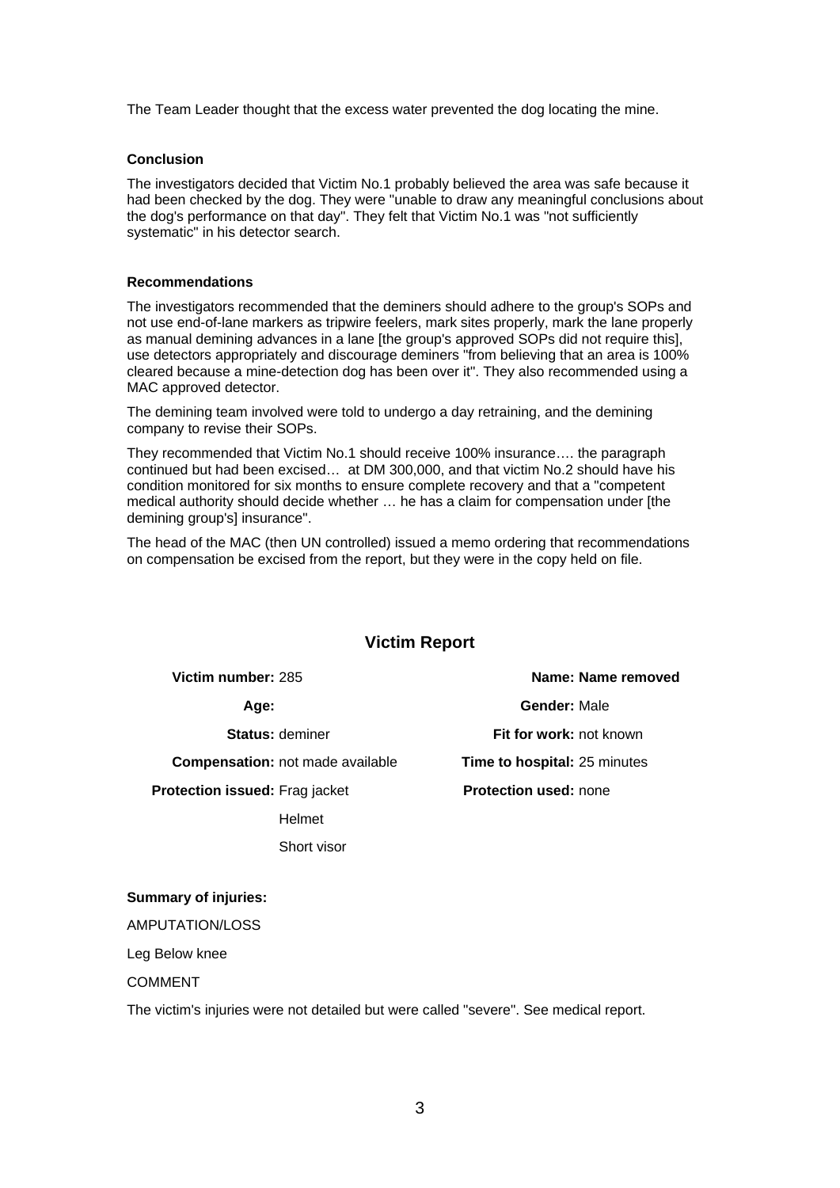The Team Leader thought that the excess water prevented the dog locating the mine.

### Conclusion

The investigators decided that Victim No.1 probably believed the area was safe because it had been checked by the dog. They were "unable to draw any meaningful conclusions about the dog's performance on that day". They felt that Victim No.1 was "not sufficiently systematic" in his detector search.

### Recommendations

The investigators recommended that the deminers should adhere to the group's SOPs and not use end-of-lane markers as tripwire feelers, mark sites properly, mark the lane properly as manual demining advances in a lane [the group's approved SOPs did not require this], use detectors appropriately and discourage deminers "from believing that an area is 100% cleared because a mine-detection dog has been over it". They also recommended using a MAC approved detector.

The demining team involved were told to undergo a day retraining, and the demining company to revise their SOPs.

They recommended that Victim No.1 should receive 100% insurance…. the paragraph continued but had been excised… at DM 300,000, and that victim No.2 should have his condition monitored for six months to ensure complete recovery and that a "competent medical authority should decide whether … he has a claim for compensation under [the demining group's] insurance".

The head of the MAC (then UN controlled) issued a memo ordering that recommendations on compensation be excised from the report, but they were in the copy held on file.

## Victim Report

| | | | |
|---|---|---|---|
| **Victim number:** | 285 | **Name:** | Name removed |
| **Age:** | | **Gender:** | Male |
| **Status:** | deminer | **Fit for work:** | not known |
| **Compensation:** | not made available | **Time to hospital:** | 25 minutes |
| **Protection issued:** | Frag jacket<br>Helmet<br>Short visor | **Protection used:** | none |

### Summary of injuries:

AMPUTATION/LOSS

Leg Below knee

COMMENT

The victim's injuries were not detailed but were called "severe". See medical report.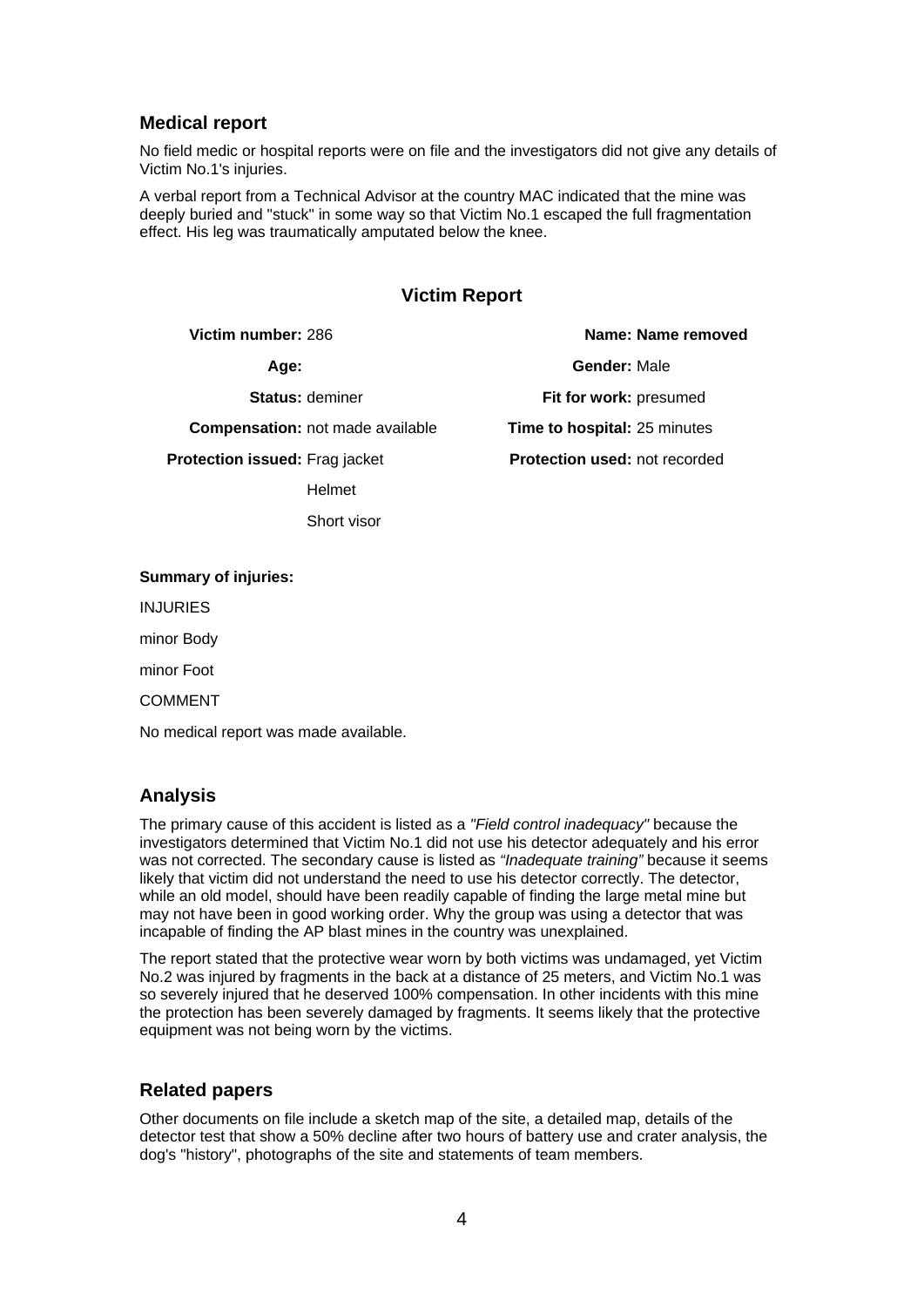## Medical report

No field medic or hospital reports were on file and the investigators did not give any details of Victim No.1's injuries.

A verbal report from a Technical Advisor at the country MAC indicated that the mine was deeply buried and "stuck" in some way so that Victim No.1 escaped the full fragmentation effect. His leg was traumatically amputated below the knee.

## Victim Report

| | | | |
|---|---|---|---|
| **Victim number:** | 286 | **Name:** | Name removed |
| **Age:** | | **Gender:** | Male |
| **Status:** | deminer | **Fit for work:** | presumed |
| **Compensation:** | not made available | **Time to hospital:** | 25 minutes |
| **Protection issued:** | Frag jacket<br>Helmet<br>Short visor | **Protection used:** | not recorded |

**Summary of injuries:**

INJURIES

minor Body

minor Foot

COMMENT

No medical report was made available.

## Analysis

The primary cause of this accident is listed as a *"Field control inadequacy"* because the investigators determined that Victim No.1 did not use his detector adequately and his error was not corrected. The secondary cause is listed as *"Inadequate training"* because it seems likely that victim did not understand the need to use his detector correctly. The detector, while an old model, should have been readily capable of finding the large metal mine but may not have been in good working order. Why the group was using a detector that was incapable of finding the AP blast mines in the country was unexplained.

The report stated that the protective wear worn by both victims was undamaged, yet Victim No.2 was injured by fragments in the back at a distance of 25 meters, and Victim No.1 was so severely injured that he deserved 100% compensation. In other incidents with this mine the protection has been severely damaged by fragments. It seems likely that the protective equipment was not being worn by the victims.

## Related papers

Other documents on file include a sketch map of the site, a detailed map, details of the detector test that show a 50% decline after two hours of battery use and crater analysis, the dog's "history", photographs of the site and statements of team members.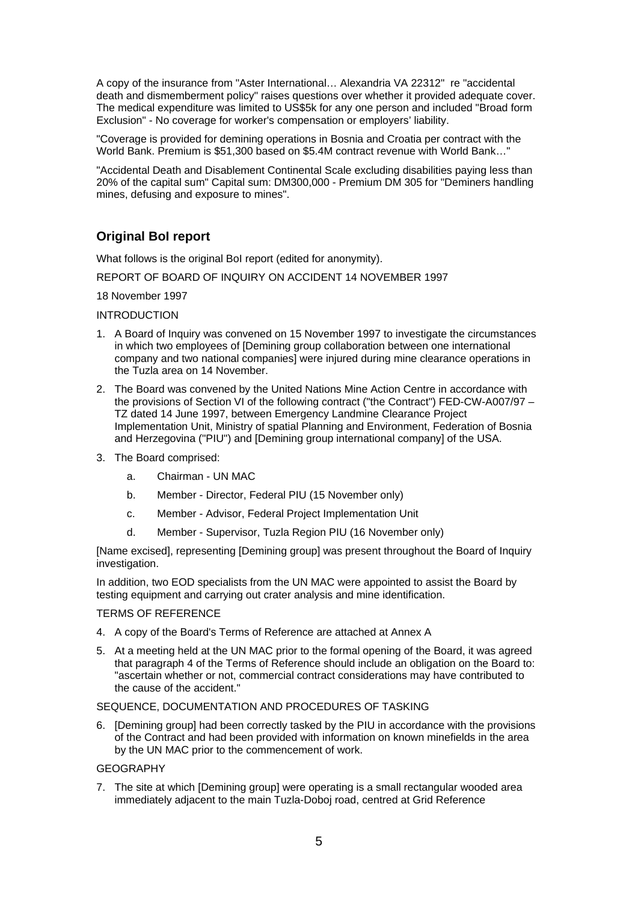A copy of the insurance from "Aster International… Alexandria VA 22312" re "accidental death and dismemberment policy" raises questions over whether it provided adequate cover. The medical expenditure was limited to US$5k for any one person and included "Broad form Exclusion" - No coverage for worker's compensation or employers' liability.

"Coverage is provided for demining operations in Bosnia and Croatia per contract with the World Bank. Premium is $51,300 based on $5.4M contract revenue with World Bank…"

"Accidental Death and Disablement Continental Scale excluding disabilities paying less than 20% of the capital sum" Capital sum: DM300,000 - Premium DM 305 for "Deminers handling mines, defusing and exposure to mines".

## Original BoI report

What follows is the original BoI report (edited for anonymity).

REPORT OF BOARD OF INQUIRY ON ACCIDENT 14 NOVEMBER 1997

18 November 1997

INTRODUCTION

1. A Board of Inquiry was convened on 15 November 1997 to investigate the circumstances in which two employees of [Demining group collaboration between one international company and two national companies] were injured during mine clearance operations in the Tuzla area on 14 November.
2. The Board was convened by the United Nations Mine Action Centre in accordance with the provisions of Section VI of the following contract ("the Contract") FED-CW-A007/97 – TZ dated 14 June 1997, between Emergency Landmine Clearance Project Implementation Unit, Ministry of spatial Planning and Environment, Federation of Bosnia and Herzegovina ("PIU") and [Demining group international company] of the USA.
3. The Board comprised:
   a. Chairman - UN MAC
   b. Member - Director, Federal PIU (15 November only)
   c. Member - Advisor, Federal Project Implementation Unit
   d. Member - Supervisor, Tuzla Region PIU (16 November only)

[Name excised], representing [Demining group] was present throughout the Board of Inquiry investigation.

In addition, two EOD specialists from the UN MAC were appointed to assist the Board by testing equipment and carrying out crater analysis and mine identification.

TERMS OF REFERENCE

4. A copy of the Board's Terms of Reference are attached at Annex A
5. At a meeting held at the UN MAC prior to the formal opening of the Board, it was agreed that paragraph 4 of the Terms of Reference should include an obligation on the Board to: "ascertain whether or not, commercial contract considerations may have contributed to the cause of the accident."

SEQUENCE, DOCUMENTATION AND PROCEDURES OF TASKING

6. [Demining group] had been correctly tasked by the PIU in accordance with the provisions of the Contract and had been provided with information on known minefields in the area by the UN MAC prior to the commencement of work.

GEOGRAPHY

7. The site at which [Demining group] were operating is a small rectangular wooded area immediately adjacent to the main Tuzla-Doboj road, centred at Grid Reference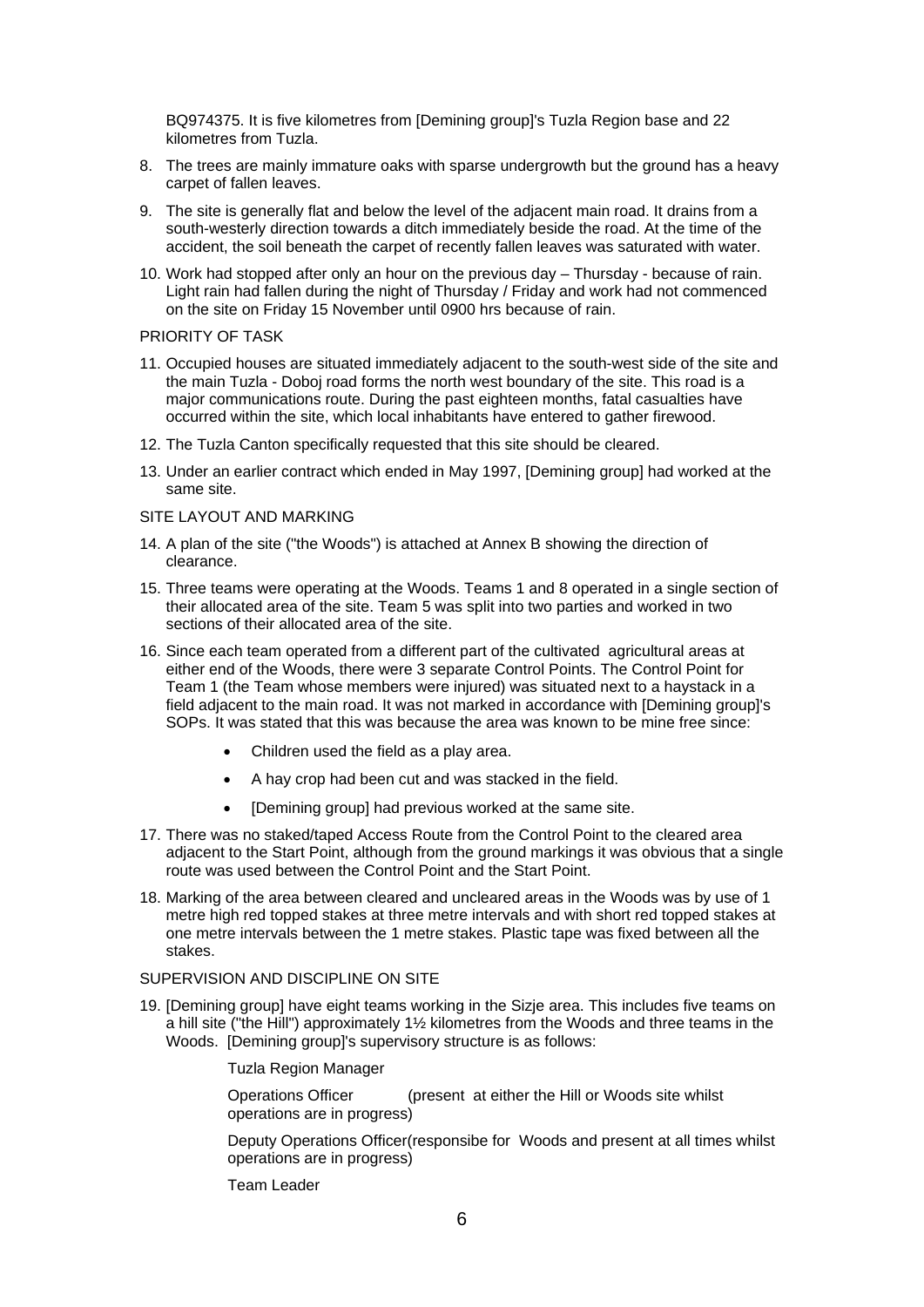BQ974375. It is five kilometres from [Demining group]'s Tuzla Region base and 22 kilometres from Tuzla.

8. The trees are mainly immature oaks with sparse undergrowth but the ground has a heavy carpet of fallen leaves.

9. The site is generally flat and below the level of the adjacent main road. It drains from a south-westerly direction towards a ditch immediately beside the road. At the time of the accident, the soil beneath the carpet of recently fallen leaves was saturated with water.

10. Work had stopped after only an hour on the previous day – Thursday - because of rain. Light rain had fallen during the night of Thursday / Friday and work had not commenced on the site on Friday 15 November until 0900 hrs because of rain.

PRIORITY OF TASK

11. Occupied houses are situated immediately adjacent to the south-west side of the site and the main Tuzla - Doboj road forms the north west boundary of the site. This road is a major communications route. During the past eighteen months, fatal casualties have occurred within the site, which local inhabitants have entered to gather firewood.

12. The Tuzla Canton specifically requested that this site should be cleared.

13. Under an earlier contract which ended in May 1997, [Demining group] had worked at the same site.

SITE LAYOUT AND MARKING

14. A plan of the site ("the Woods") is attached at Annex B showing the direction of clearance.

15. Three teams were operating at the Woods. Teams 1 and 8 operated in a single section of their allocated area of the site. Team 5 was split into two parties and worked in two sections of their allocated area of the site.

16. Since each team operated from a different part of the cultivated agricultural areas at either end of the Woods, there were 3 separate Control Points. The Control Point for Team 1 (the Team whose members were injured) was situated next to a haystack in a field adjacent to the main road. It was not marked in accordance with [Demining group]'s SOPs. It was stated that this was because the area was known to be mine free since:

    - Children used the field as a play area.
    - A hay crop had been cut and was stacked in the field.
    - [Demining group] had previous worked at the same site.

17. There was no staked/taped Access Route from the Control Point to the cleared area adjacent to the Start Point, although from the ground markings it was obvious that a single route was used between the Control Point and the Start Point.

18. Marking of the area between cleared and uncleared areas in the Woods was by use of 1 metre high red topped stakes at three metre intervals and with short red topped stakes at one metre intervals between the 1 metre stakes. Plastic tape was fixed between all the stakes.

SUPERVISION AND DISCIPLINE ON SITE

19. [Demining group] have eight teams working in the Sizje area. This includes five teams on a hill site ("the Hill") approximately 1½ kilometres from the Woods and three teams in the Woods. [Demining group]'s supervisory structure is as follows:

    Tuzla Region Manager

    Operations Officer (present at either the Hill or Woods site whilst operations are in progress)

    Deputy Operations Officer(responsibe for Woods and present at all times whilst operations are in progress)

    Team Leader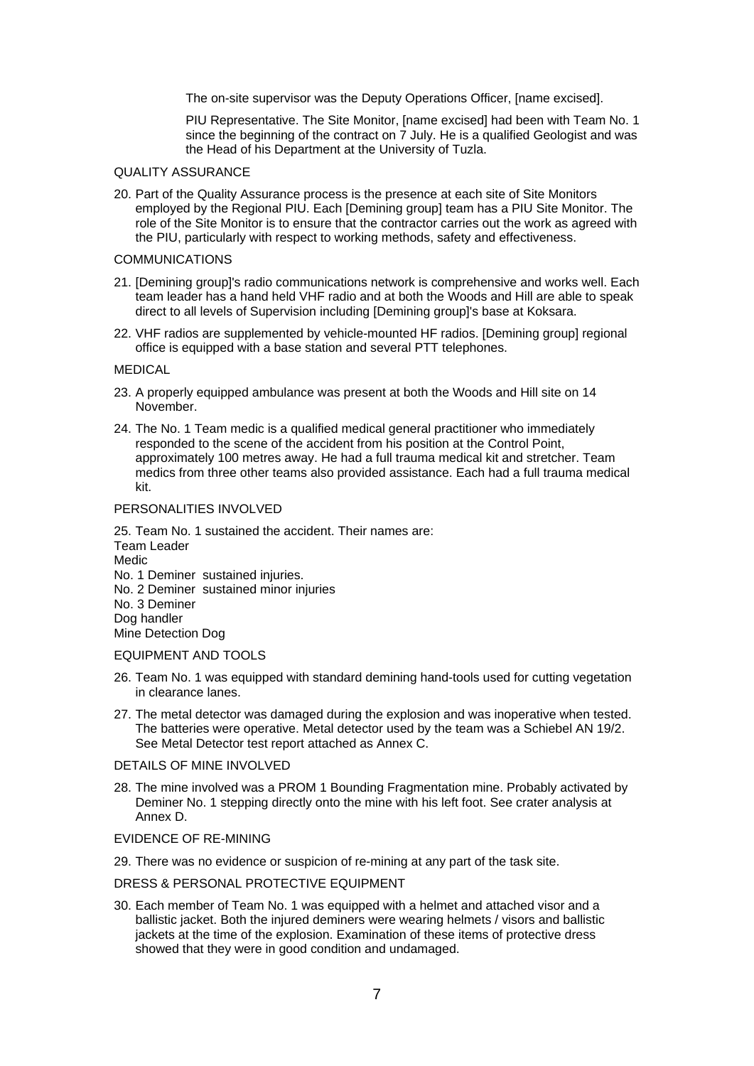The on-site supervisor was the Deputy Operations Officer, [name excised].

PIU Representative. The Site Monitor, [name excised] had been with Team No. 1 since the beginning of the contract on 7 July. He is a qualified Geologist and was the Head of his Department at the University of Tuzla.

QUALITY ASSURANCE

20. Part of the Quality Assurance process is the presence at each site of Site Monitors employed by the Regional PIU. Each [Demining group] team has a PIU Site Monitor. The role of the Site Monitor is to ensure that the contractor carries out the work as agreed with the PIU, particularly with respect to working methods, safety and effectiveness.

COMMUNICATIONS

21. [Demining group]'s radio communications network is comprehensive and works well. Each team leader has a hand held VHF radio and at both the Woods and Hill are able to speak direct to all levels of Supervision including [Demining group]'s base at Koksara.

22. VHF radios are supplemented by vehicle-mounted HF radios. [Demining group] regional office is equipped with a base station and several PTT telephones.

MEDICAL

23. A properly equipped ambulance was present at both the Woods and Hill site on 14 November.

24. The No. 1 Team medic is a qualified medical general practitioner who immediately responded to the scene of the accident from his position at the Control Point, approximately 100 metres away. He had a full trauma medical kit and stretcher. Team medics from three other teams also provided assistance. Each had a full trauma medical kit.

PERSONALITIES INVOLVED

25. Team No. 1 sustained the accident. Their names are:
Team Leader
Medic
No. 1 Deminer sustained injuries.
No. 2 Deminer sustained minor injuries
No. 3 Deminer
Dog handler
Mine Detection Dog

EQUIPMENT AND TOOLS

26. Team No. 1 was equipped with standard demining hand-tools used for cutting vegetation in clearance lanes.

27. The metal detector was damaged during the explosion and was inoperative when tested. The batteries were operative. Metal detector used by the team was a Schiebel AN 19/2. See Metal Detector test report attached as Annex C.

DETAILS OF MINE INVOLVED

28. The mine involved was a PROM 1 Bounding Fragmentation mine. Probably activated by Deminer No. 1 stepping directly onto the mine with his left foot. See crater analysis at Annex D.

EVIDENCE OF RE-MINING

29. There was no evidence or suspicion of re-mining at any part of the task site.

DRESS & PERSONAL PROTECTIVE EQUIPMENT

30. Each member of Team No. 1 was equipped with a helmet and attached visor and a ballistic jacket. Both the injured deminers were wearing helmets / visors and ballistic jackets at the time of the explosion. Examination of these items of protective dress showed that they were in good condition and undamaged.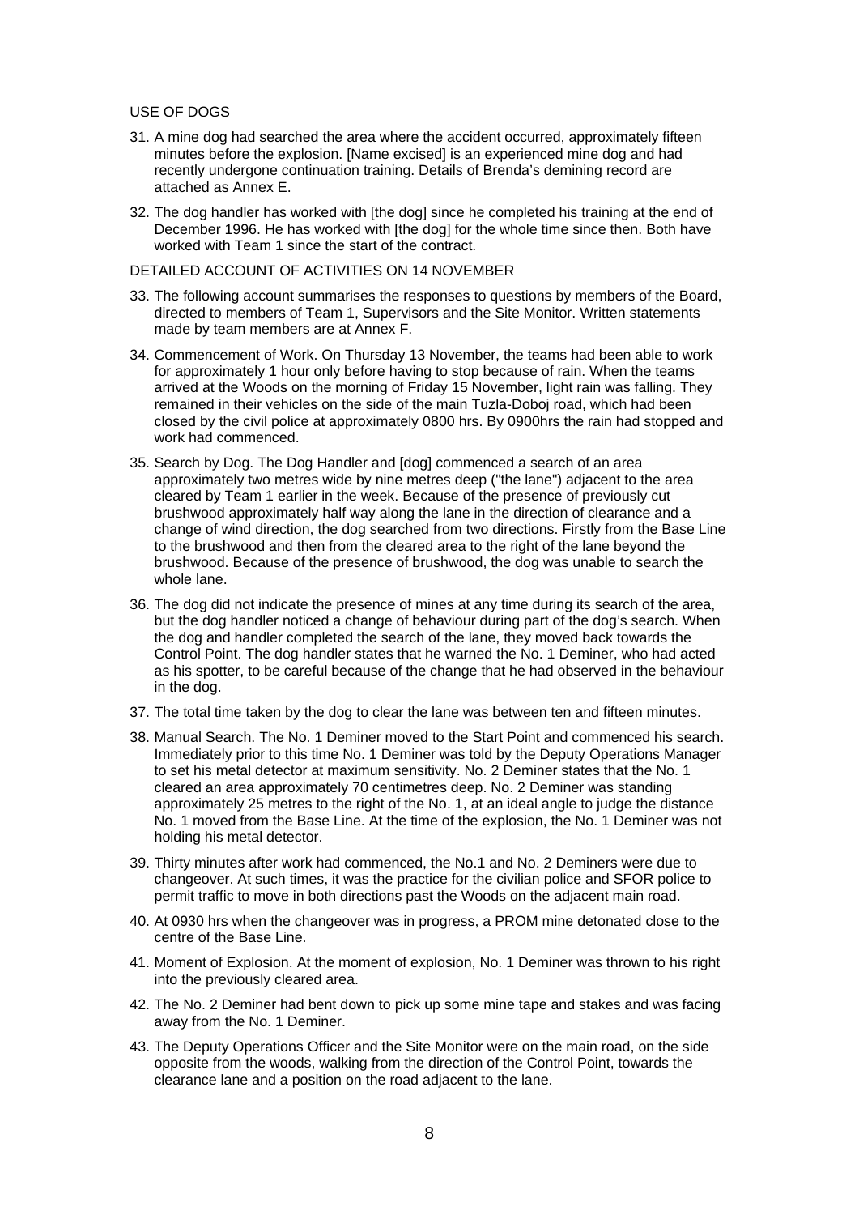USE OF DOGS

31. A mine dog had searched the area where the accident occurred, approximately fifteen minutes before the explosion. [Name excised] is an experienced mine dog and had recently undergone continuation training. Details of Brenda's demining record are attached as Annex E.

32. The dog handler has worked with [the dog] since he completed his training at the end of December 1996. He has worked with [the dog] for the whole time since then. Both have worked with Team 1 since the start of the contract.

DETAILED ACCOUNT OF ACTIVITIES ON 14 NOVEMBER

33. The following account summarises the responses to questions by members of the Board, directed to members of Team 1, Supervisors and the Site Monitor. Written statements made by team members are at Annex F.

34. Commencement of Work. On Thursday 13 November, the teams had been able to work for approximately 1 hour only before having to stop because of rain. When the teams arrived at the Woods on the morning of Friday 15 November, light rain was falling. They remained in their vehicles on the side of the main Tuzla-Doboj road, which had been closed by the civil police at approximately 0800 hrs. By 0900hrs the rain had stopped and work had commenced.

35. Search by Dog. The Dog Handler and [dog] commenced a search of an area approximately two metres wide by nine metres deep ("the lane") adjacent to the area cleared by Team 1 earlier in the week. Because of the presence of previously cut brushwood approximately half way along the lane in the direction of clearance and a change of wind direction, the dog searched from two directions. Firstly from the Base Line to the brushwood and then from the cleared area to the right of the lane beyond the brushwood. Because of the presence of brushwood, the dog was unable to search the whole lane.

36. The dog did not indicate the presence of mines at any time during its search of the area, but the dog handler noticed a change of behaviour during part of the dog's search. When the dog and handler completed the search of the lane, they moved back towards the Control Point. The dog handler states that he warned the No. 1 Deminer, who had acted as his spotter, to be careful because of the change that he had observed in the behaviour in the dog.

37. The total time taken by the dog to clear the lane was between ten and fifteen minutes.

38. Manual Search. The No. 1 Deminer moved to the Start Point and commenced his search. Immediately prior to this time No. 1 Deminer was told by the Deputy Operations Manager to set his metal detector at maximum sensitivity. No. 2 Deminer states that the No. 1 cleared an area approximately 70 centimetres deep. No. 2 Deminer was standing approximately 25 metres to the right of the No. 1, at an ideal angle to judge the distance No. 1 moved from the Base Line. At the time of the explosion, the No. 1 Deminer was not holding his metal detector.

39. Thirty minutes after work had commenced, the No.1 and No. 2 Deminers were due to changeover. At such times, it was the practice for the civilian police and SFOR police to permit traffic to move in both directions past the Woods on the adjacent main road.

40. At 0930 hrs when the changeover was in progress, a PROM mine detonated close to the centre of the Base Line.

41. Moment of Explosion. At the moment of explosion, No. 1 Deminer was thrown to his right into the previously cleared area.

42. The No. 2 Deminer had bent down to pick up some mine tape and stakes and was facing away from the No. 1 Deminer.

43. The Deputy Operations Officer and the Site Monitor were on the main road, on the side opposite from the woods, walking from the direction of the Control Point, towards the clearance lane and a position on the road adjacent to the lane.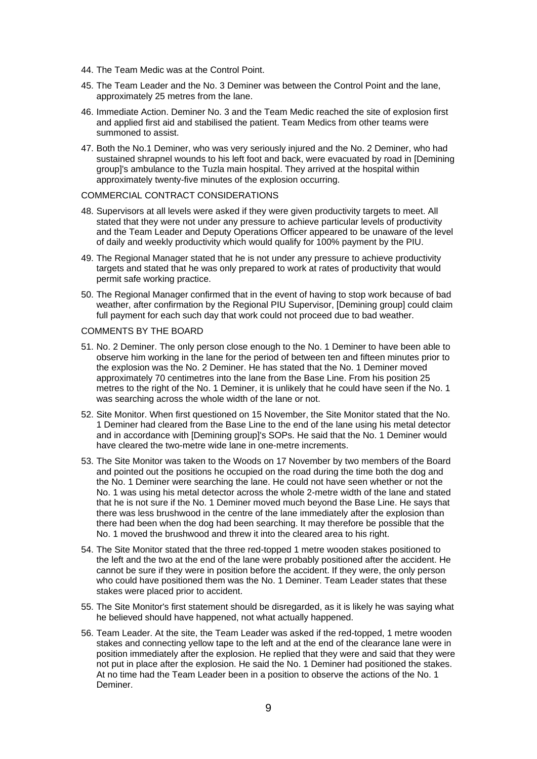44. The Team Medic was at the Control Point.

45. The Team Leader and the No. 3 Deminer was between the Control Point and the lane, approximately 25 metres from the lane.

46. Immediate Action. Deminer No. 3 and the Team Medic reached the site of explosion first and applied first aid and stabilised the patient. Team Medics from other teams were summoned to assist.

47. Both the No.1 Deminer, who was very seriously injured and the No. 2 Deminer, who had sustained shrapnel wounds to his left foot and back, were evacuated by road in [Demining group]'s ambulance to the Tuzla main hospital. They arrived at the hospital within approximately twenty-five minutes of the explosion occurring.

COMMERCIAL CONTRACT CONSIDERATIONS

48. Supervisors at all levels were asked if they were given productivity targets to meet. All stated that they were not under any pressure to achieve particular levels of productivity and the Team Leader and Deputy Operations Officer appeared to be unaware of the level of daily and weekly productivity which would qualify for 100% payment by the PIU.

49. The Regional Manager stated that he is not under any pressure to achieve productivity targets and stated that he was only prepared to work at rates of productivity that would permit safe working practice.

50. The Regional Manager confirmed that in the event of having to stop work because of bad weather, after confirmation by the Regional PIU Supervisor, [Demining group] could claim full payment for each such day that work could not proceed due to bad weather.

COMMENTS BY THE BOARD

51. No. 2 Deminer. The only person close enough to the No. 1 Deminer to have been able to observe him working in the lane for the period of between ten and fifteen minutes prior to the explosion was the No. 2 Deminer. He has stated that the No. 1 Deminer moved approximately 70 centimetres into the lane from the Base Line. From his position 25 metres to the right of the No. 1 Deminer, it is unlikely that he could have seen if the No. 1 was searching across the whole width of the lane or not.

52. Site Monitor. When first questioned on 15 November, the Site Monitor stated that the No. 1 Deminer had cleared from the Base Line to the end of the lane using his metal detector and in accordance with [Demining group]'s SOPs. He said that the No. 1 Deminer would have cleared the two-metre wide lane in one-metre increments.

53. The Site Monitor was taken to the Woods on 17 November by two members of the Board and pointed out the positions he occupied on the road during the time both the dog and the No. 1 Deminer were searching the lane. He could not have seen whether or not the No. 1 was using his metal detector across the whole 2-metre width of the lane and stated that he is not sure if the No. 1 Deminer moved much beyond the Base Line. He says that there was less brushwood in the centre of the lane immediately after the explosion than there had been when the dog had been searching. It may therefore be possible that the No. 1 moved the brushwood and threw it into the cleared area to his right.

54. The Site Monitor stated that the three red-topped 1 metre wooden stakes positioned to the left and the two at the end of the lane were probably positioned after the accident. He cannot be sure if they were in position before the accident. If they were, the only person who could have positioned them was the No. 1 Deminer. Team Leader states that these stakes were placed prior to accident.

55. The Site Monitor's first statement should be disregarded, as it is likely he was saying what he believed should have happened, not what actually happened.

56. Team Leader. At the site, the Team Leader was asked if the red-topped, 1 metre wooden stakes and connecting yellow tape to the left and at the end of the clearance lane were in position immediately after the explosion. He replied that they were and said that they were not put in place after the explosion. He said the No. 1 Deminer had positioned the stakes. At no time had the Team Leader been in a position to observe the actions of the No. 1 Deminer.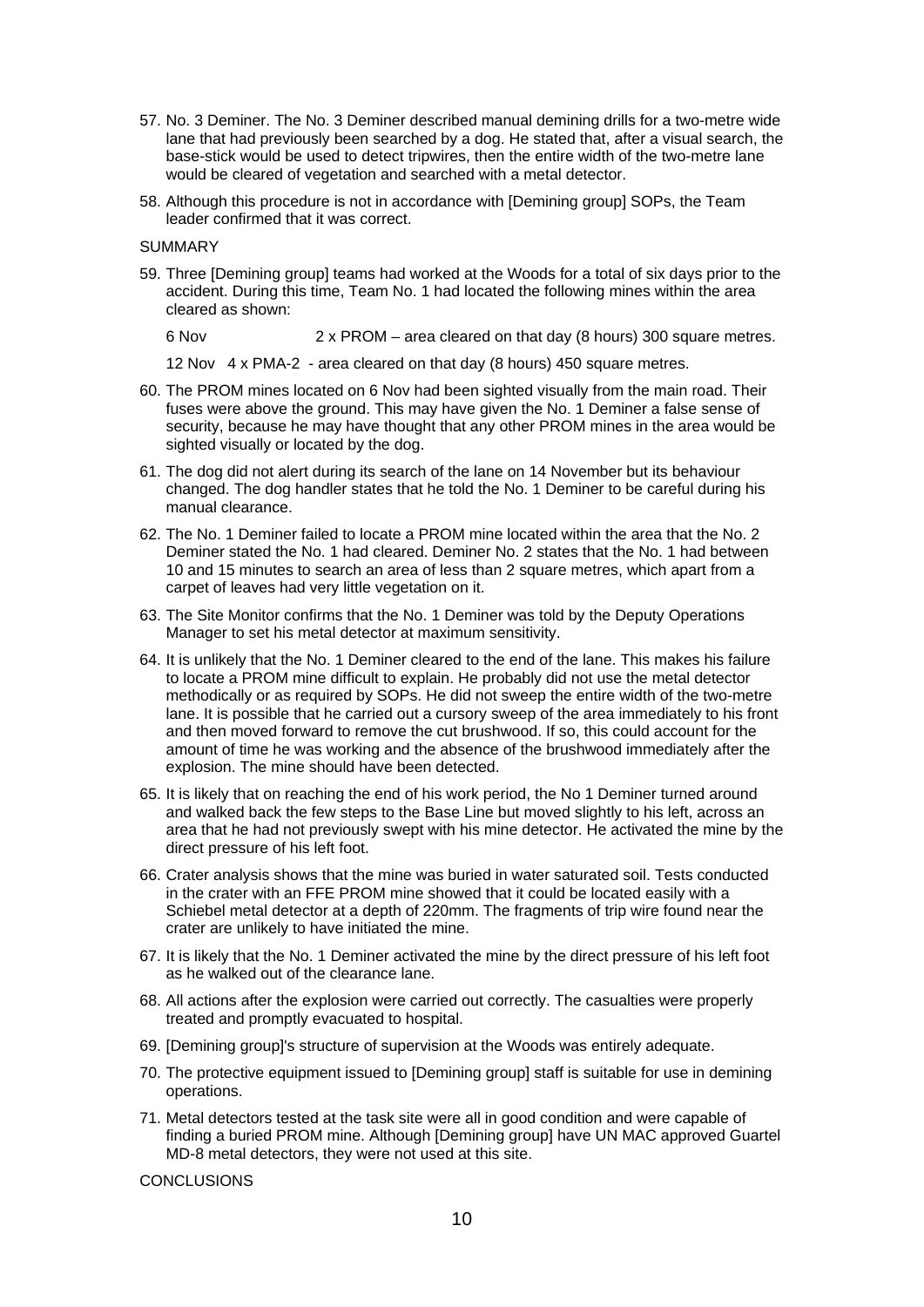57. No. 3 Deminer. The No. 3 Deminer described manual demining drills for a two-metre wide lane that had previously been searched by a dog. He stated that, after a visual search, the base-stick would be used to detect tripwires, then the entire width of the two-metre lane would be cleared of vegetation and searched with a metal detector.

58. Although this procedure is not in accordance with [Demining group] SOPs, the Team leader confirmed that it was correct.

SUMMARY

59. Three [Demining group] teams had worked at the Woods for a total of six days prior to the accident. During this time, Team No. 1 had located the following mines within the area cleared as shown:

    6 Nov 2 x PROM – area cleared on that day (8 hours) 300 square metres.

    12 Nov 4 x PMA-2 - area cleared on that day (8 hours) 450 square metres.

60. The PROM mines located on 6 Nov had been sighted visually from the main road. Their fuses were above the ground. This may have given the No. 1 Deminer a false sense of security, because he may have thought that any other PROM mines in the area would be sighted visually or located by the dog.

61. The dog did not alert during its search of the lane on 14 November but its behaviour changed. The dog handler states that he told the No. 1 Deminer to be careful during his manual clearance.

62. The No. 1 Deminer failed to locate a PROM mine located within the area that the No. 2 Deminer stated the No. 1 had cleared. Deminer No. 2 states that the No. 1 had between 10 and 15 minutes to search an area of less than 2 square metres, which apart from a carpet of leaves had very little vegetation on it.

63. The Site Monitor confirms that the No. 1 Deminer was told by the Deputy Operations Manager to set his metal detector at maximum sensitivity.

64. It is unlikely that the No. 1 Deminer cleared to the end of the lane. This makes his failure to locate a PROM mine difficult to explain. He probably did not use the metal detector methodically or as required by SOPs. He did not sweep the entire width of the two-metre lane. It is possible that he carried out a cursory sweep of the area immediately to his front and then moved forward to remove the cut brushwood. If so, this could account for the amount of time he was working and the absence of the brushwood immediately after the explosion. The mine should have been detected.

65. It is likely that on reaching the end of his work period, the No 1 Deminer turned around and walked back the few steps to the Base Line but moved slightly to his left, across an area that he had not previously swept with his mine detector. He activated the mine by the direct pressure of his left foot.

66. Crater analysis shows that the mine was buried in water saturated soil. Tests conducted in the crater with an FFE PROM mine showed that it could be located easily with a Schiebel metal detector at a depth of 220mm. The fragments of trip wire found near the crater are unlikely to have initiated the mine.

67. It is likely that the No. 1 Deminer activated the mine by the direct pressure of his left foot as he walked out of the clearance lane.

68. All actions after the explosion were carried out correctly. The casualties were properly treated and promptly evacuated to hospital.

69. [Demining group]'s structure of supervision at the Woods was entirely adequate.

70. The protective equipment issued to [Demining group] staff is suitable for use in demining operations.

71. Metal detectors tested at the task site were all in good condition and were capable of finding a buried PROM mine. Although [Demining group] have UN MAC approved Guartel MD-8 metal detectors, they were not used at this site.

CONCLUSIONS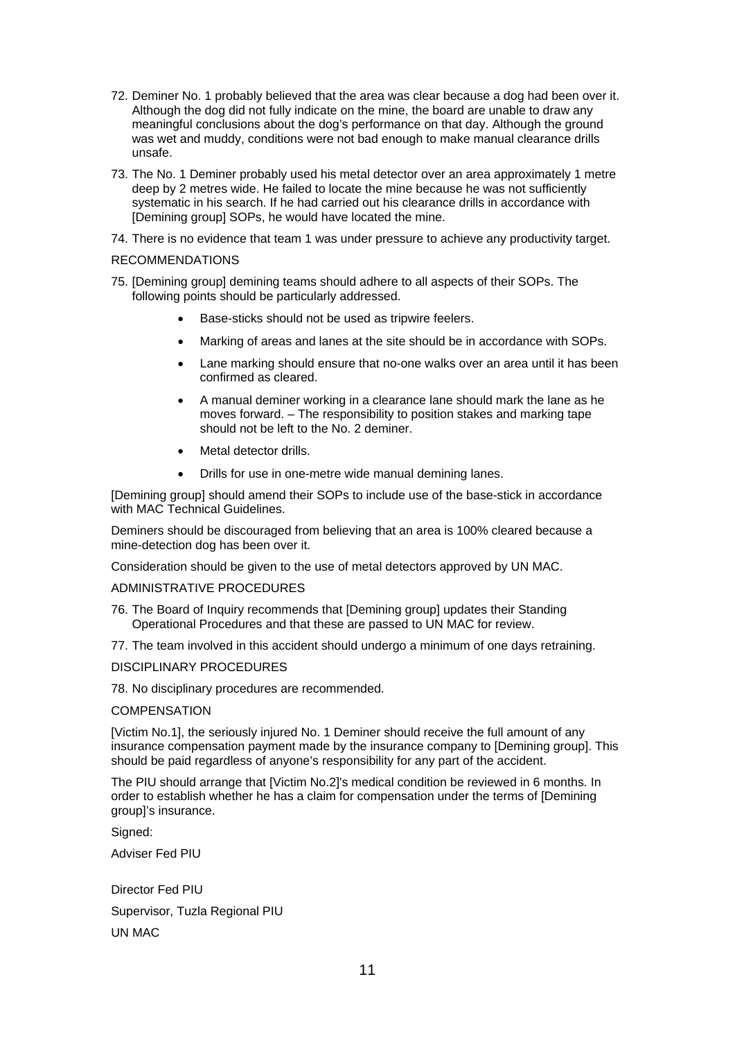72. Deminer No. 1 probably believed that the area was clear because a dog had been over it. Although the dog did not fully indicate on the mine, the board are unable to draw any meaningful conclusions about the dog's performance on that day. Although the ground was wet and muddy, conditions were not bad enough to make manual clearance drills unsafe.

73. The No. 1 Deminer probably used his metal detector over an area approximately 1 metre deep by 2 metres wide. He failed to locate the mine because he was not sufficiently systematic in his search. If he had carried out his clearance drills in accordance with [Demining group] SOPs, he would have located the mine.

74. There is no evidence that team 1 was under pressure to achieve any productivity target.

RECOMMENDATIONS

75. [Demining group] demining teams should adhere to all aspects of their SOPs. The following points should be particularly addressed.

    - Base-sticks should not be used as tripwire feelers.
    - Marking of areas and lanes at the site should be in accordance with SOPs.
    - Lane marking should ensure that no-one walks over an area until it has been confirmed as cleared.
    - A manual deminer working in a clearance lane should mark the lane as he moves forward. – The responsibility to position stakes and marking tape should not be left to the No. 2 deminer.
    - Metal detector drills.
    - Drills for use in one-metre wide manual demining lanes.

[Demining group] should amend their SOPs to include use of the base-stick in accordance with MAC Technical Guidelines.

Deminers should be discouraged from believing that an area is 100% cleared because a mine-detection dog has been over it.

Consideration should be given to the use of metal detectors approved by UN MAC.

ADMINISTRATIVE PROCEDURES

76. The Board of Inquiry recommends that [Demining group] updates their Standing Operational Procedures and that these are passed to UN MAC for review.

77. The team involved in this accident should undergo a minimum of one days retraining.

DISCIPLINARY PROCEDURES

78. No disciplinary procedures are recommended.

COMPENSATION

[Victim No.1], the seriously injured No. 1 Deminer should receive the full amount of any insurance compensation payment made by the insurance company to [Demining group]. This should be paid regardless of anyone's responsibility for any part of the accident.

The PIU should arrange that [Victim No.2]'s medical condition be reviewed in 6 months. In order to establish whether he has a claim for compensation under the terms of [Demining group]'s insurance.

Signed:

Adviser Fed PIU

Director Fed PIU

Supervisor, Tuzla Regional PIU

UN MAC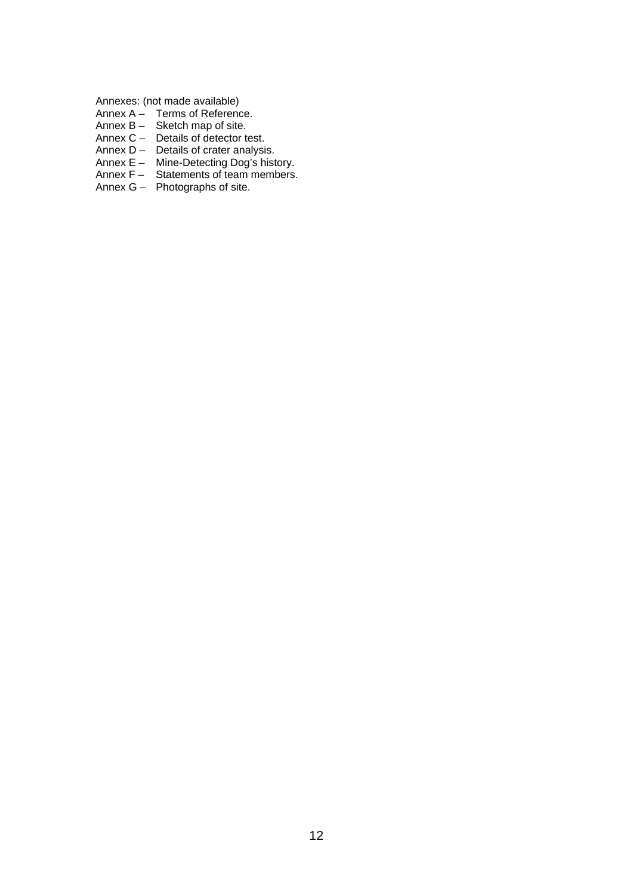Annexes: (not made available)

Annex A – Terms of Reference.
Annex B – Sketch map of site.
Annex C – Details of detector test.
Annex D – Details of crater analysis.
Annex E – Mine-Detecting Dog's history.
Annex F – Statements of team members.
Annex G – Photographs of site.